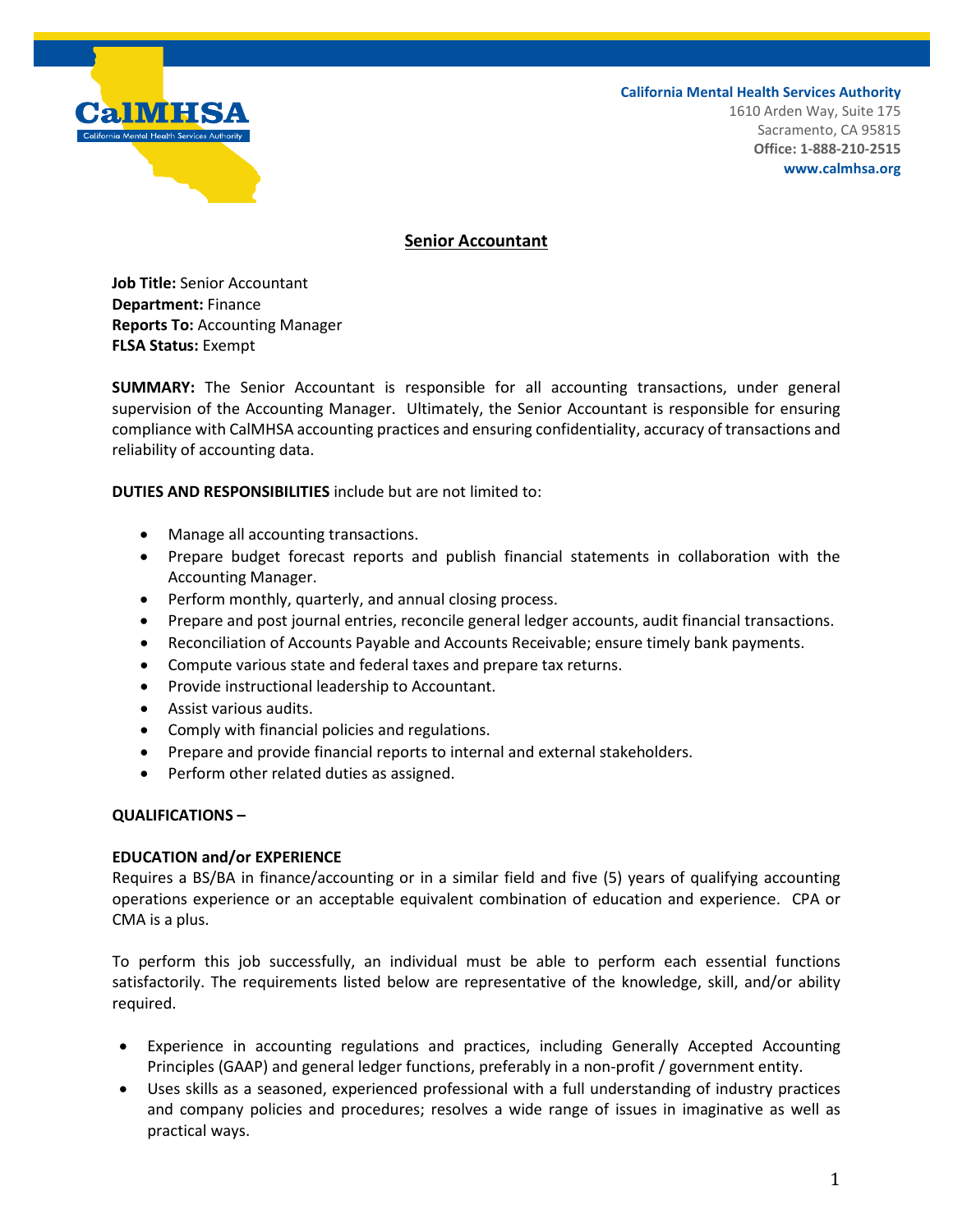California Mental Health Services Authority
1610 Arden Way, Suite 175
Sacramento, CA 95815
**Office: 1-888-210-2515**
**www.calmhsa.org**

# Senior Accountant

**Job Title:** Senior Accountant
**Department:** Finance
**Reports To:** Accounting Manager
**FLSA Status:** Exempt

**SUMMARY:** The Senior Accountant is responsible for all accounting transactions, under general supervision of the Accounting Manager. Ultimately, the Senior Accountant is responsible for ensuring compliance with CalMHSA accounting practices and ensuring confidentiality, accuracy of transactions and reliability of accounting data.

**DUTIES AND RESPONSIBILITIES** include but are not limited to:

- Manage all accounting transactions.
- Prepare budget forecast reports and publish financial statements in collaboration with the Accounting Manager.
- Perform monthly, quarterly, and annual closing process.
- Prepare and post journal entries, reconcile general ledger accounts, audit financial transactions.
- Reconciliation of Accounts Payable and Accounts Receivable; ensure timely bank payments.
- Compute various state and federal taxes and prepare tax returns.
- Provide instructional leadership to Accountant.
- Assist various audits.
- Comply with financial policies and regulations.
- Prepare and provide financial reports to internal and external stakeholders.
- Perform other related duties as assigned.

**QUALIFICATIONS –**

**EDUCATION and/or EXPERIENCE**
Requires a BS/BA in finance/accounting or in a similar field and five (5) years of qualifying accounting operations experience or an acceptable equivalent combination of education and experience. CPA or CMA is a plus.

To perform this job successfully, an individual must be able to perform each essential functions satisfactorily. The requirements listed below are representative of the knowledge, skill, and/or ability required.

- Experience in accounting regulations and practices, including Generally Accepted Accounting Principles (GAAP) and general ledger functions, preferably in a non-profit / government entity.
- Uses skills as a seasoned, experienced professional with a full understanding of industry practices and company policies and procedures; resolves a wide range of issues in imaginative as well as practical ways.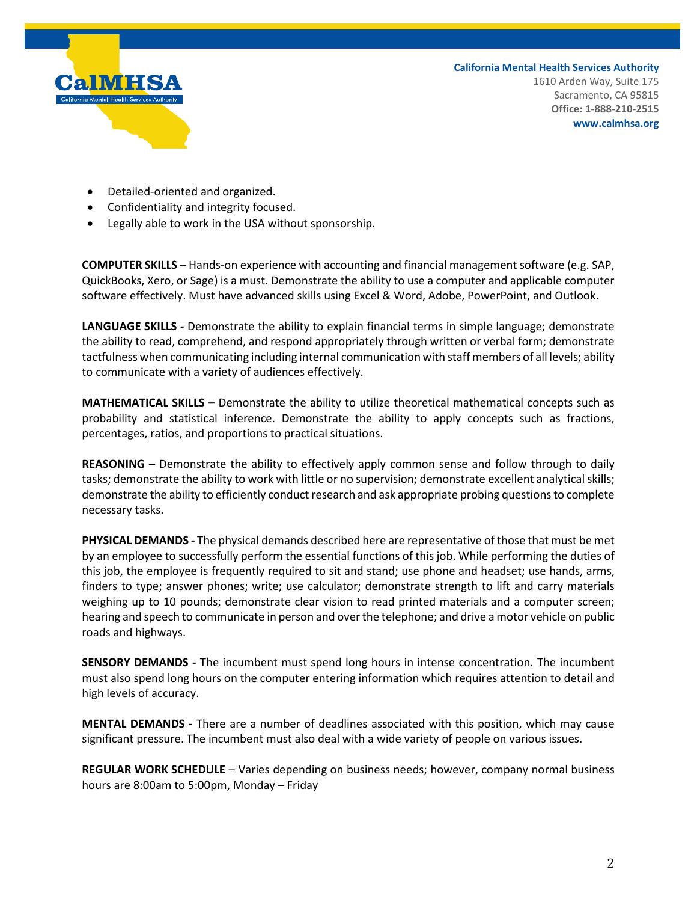- Detailed-oriented and organized.
- Confidentiality and integrity focused.
- Legally able to work in the USA without sponsorship.

**COMPUTER SKILLS** – Hands-on experience with accounting and financial management software (e.g. SAP, QuickBooks, Xero, or Sage) is a must. Demonstrate the ability to use a computer and applicable computer software effectively. Must have advanced skills using Excel & Word, Adobe, PowerPoint, and Outlook.

**LANGUAGE SKILLS -** Demonstrate the ability to explain financial terms in simple language; demonstrate the ability to read, comprehend, and respond appropriately through written or verbal form; demonstrate tactfulness when communicating including internal communication with staff members of all levels; ability to communicate with a variety of audiences effectively.

**MATHEMATICAL SKILLS –** Demonstrate the ability to utilize theoretical mathematical concepts such as probability and statistical inference. Demonstrate the ability to apply concepts such as fractions, percentages, ratios, and proportions to practical situations.

**REASONING –** Demonstrate the ability to effectively apply common sense and follow through to daily tasks; demonstrate the ability to work with little or no supervision; demonstrate excellent analytical skills; demonstrate the ability to efficiently conduct research and ask appropriate probing questions to complete necessary tasks.

**PHYSICAL DEMANDS -** The physical demands described here are representative of those that must be met by an employee to successfully perform the essential functions of this job. While performing the duties of this job, the employee is frequently required to sit and stand; use phone and headset; use hands, arms, finders to type; answer phones; write; use calculator; demonstrate strength to lift and carry materials weighing up to 10 pounds; demonstrate clear vision to read printed materials and a computer screen; hearing and speech to communicate in person and over the telephone; and drive a motor vehicle on public roads and highways.

**SENSORY DEMANDS -** The incumbent must spend long hours in intense concentration. The incumbent must also spend long hours on the computer entering information which requires attention to detail and high levels of accuracy.

**MENTAL DEMANDS -** There are a number of deadlines associated with this position, which may cause significant pressure. The incumbent must also deal with a wide variety of people on various issues.

**REGULAR WORK SCHEDULE** – Varies depending on business needs; however, company normal business hours are 8:00am to 5:00pm, Monday – Friday